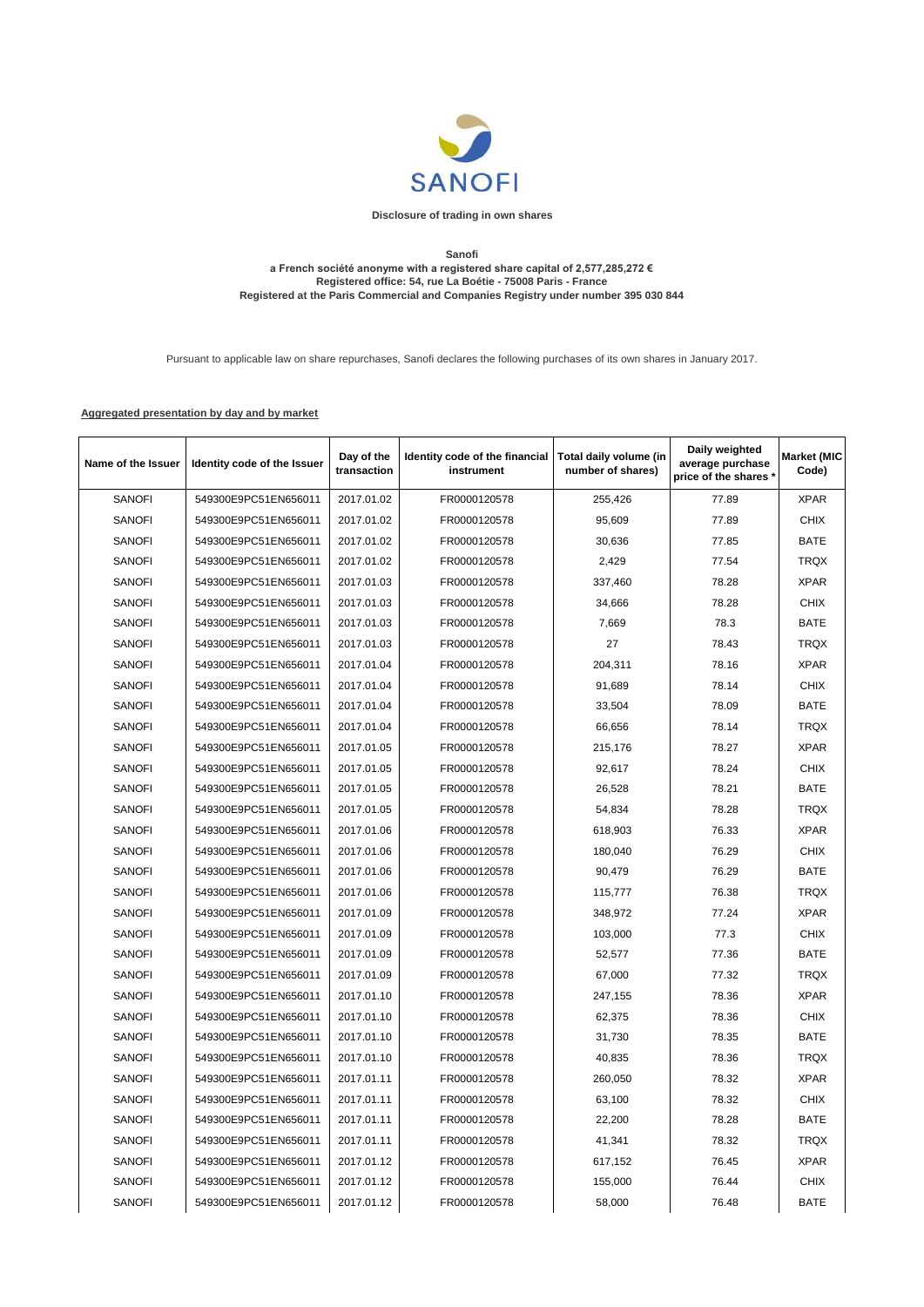SANOFI

**Disclosure of trading in own shares**

**Sanofi**
**a French société anonyme with a registered share capital of 2,577,285,272 €**
**Registered office: 54, rue La Boétie - 75008 Paris - France**
**Registered at the Paris Commercial and Companies Registry under number 395 030 844**

Pursuant to applicable law on share repurchases, Sanofi declares the following purchases of its own shares in January 2017.

**Aggregated presentation by day and by market**

| Name of the Issuer | Identity code of the Issuer | Day of the transaction | Identity code of the financial instrument | Total daily volume (in number of shares) | Daily weighted average purchase price of the shares * | Market (MIC Code) |
|---|---|---|---|---|---|---|
| SANOFI | 549300E9PC51EN656011 | 2017.01.02 | FR0000120578 | 255,426 | 77.89 | XPAR |
| SANOFI | 549300E9PC51EN656011 | 2017.01.02 | FR0000120578 | 95,609 | 77.89 | CHIX |
| SANOFI | 549300E9PC51EN656011 | 2017.01.02 | FR0000120578 | 30,636 | 77.85 | BATE |
| SANOFI | 549300E9PC51EN656011 | 2017.01.02 | FR0000120578 | 2,429 | 77.54 | TRQX |
| SANOFI | 549300E9PC51EN656011 | 2017.01.03 | FR0000120578 | 337,460 | 78.28 | XPAR |
| SANOFI | 549300E9PC51EN656011 | 2017.01.03 | FR0000120578 | 34,666 | 78.28 | CHIX |
| SANOFI | 549300E9PC51EN656011 | 2017.01.03 | FR0000120578 | 7,669 | 78.3 | BATE |
| SANOFI | 549300E9PC51EN656011 | 2017.01.03 | FR0000120578 | 27 | 78.43 | TRQX |
| SANOFI | 549300E9PC51EN656011 | 2017.01.04 | FR0000120578 | 204,311 | 78.16 | XPAR |
| SANOFI | 549300E9PC51EN656011 | 2017.01.04 | FR0000120578 | 91,689 | 78.14 | CHIX |
| SANOFI | 549300E9PC51EN656011 | 2017.01.04 | FR0000120578 | 33,504 | 78.09 | BATE |
| SANOFI | 549300E9PC51EN656011 | 2017.01.04 | FR0000120578 | 66,656 | 78.14 | TRQX |
| SANOFI | 549300E9PC51EN656011 | 2017.01.05 | FR0000120578 | 215,176 | 78.27 | XPAR |
| SANOFI | 549300E9PC51EN656011 | 2017.01.05 | FR0000120578 | 92,617 | 78.24 | CHIX |
| SANOFI | 549300E9PC51EN656011 | 2017.01.05 | FR0000120578 | 26,528 | 78.21 | BATE |
| SANOFI | 549300E9PC51EN656011 | 2017.01.05 | FR0000120578 | 54,834 | 78.28 | TRQX |
| SANOFI | 549300E9PC51EN656011 | 2017.01.06 | FR0000120578 | 618,903 | 76.33 | XPAR |
| SANOFI | 549300E9PC51EN656011 | 2017.01.06 | FR0000120578 | 180,040 | 76.29 | CHIX |
| SANOFI | 549300E9PC51EN656011 | 2017.01.06 | FR0000120578 | 90,479 | 76.29 | BATE |
| SANOFI | 549300E9PC51EN656011 | 2017.01.06 | FR0000120578 | 115,777 | 76.38 | TRQX |
| SANOFI | 549300E9PC51EN656011 | 2017.01.09 | FR0000120578 | 348,972 | 77.24 | XPAR |
| SANOFI | 549300E9PC51EN656011 | 2017.01.09 | FR0000120578 | 103,000 | 77.3 | CHIX |
| SANOFI | 549300E9PC51EN656011 | 2017.01.09 | FR0000120578 | 52,577 | 77.36 | BATE |
| SANOFI | 549300E9PC51EN656011 | 2017.01.09 | FR0000120578 | 67,000 | 77.32 | TRQX |
| SANOFI | 549300E9PC51EN656011 | 2017.01.10 | FR0000120578 | 247,155 | 78.36 | XPAR |
| SANOFI | 549300E9PC51EN656011 | 2017.01.10 | FR0000120578 | 62,375 | 78.36 | CHIX |
| SANOFI | 549300E9PC51EN656011 | 2017.01.10 | FR0000120578 | 31,730 | 78.35 | BATE |
| SANOFI | 549300E9PC51EN656011 | 2017.01.10 | FR0000120578 | 40,835 | 78.36 | TRQX |
| SANOFI | 549300E9PC51EN656011 | 2017.01.11 | FR0000120578 | 260,050 | 78.32 | XPAR |
| SANOFI | 549300E9PC51EN656011 | 2017.01.11 | FR0000120578 | 63,100 | 78.32 | CHIX |
| SANOFI | 549300E9PC51EN656011 | 2017.01.11 | FR0000120578 | 22,200 | 78.28 | BATE |
| SANOFI | 549300E9PC51EN656011 | 2017.01.11 | FR0000120578 | 41,341 | 78.32 | TRQX |
| SANOFI | 549300E9PC51EN656011 | 2017.01.12 | FR0000120578 | 617,152 | 76.45 | XPAR |
| SANOFI | 549300E9PC51EN656011 | 2017.01.12 | FR0000120578 | 155,000 | 76.44 | CHIX |
| SANOFI | 549300E9PC51EN656011 | 2017.01.12 | FR0000120578 | 58,000 | 76.48 | BATE |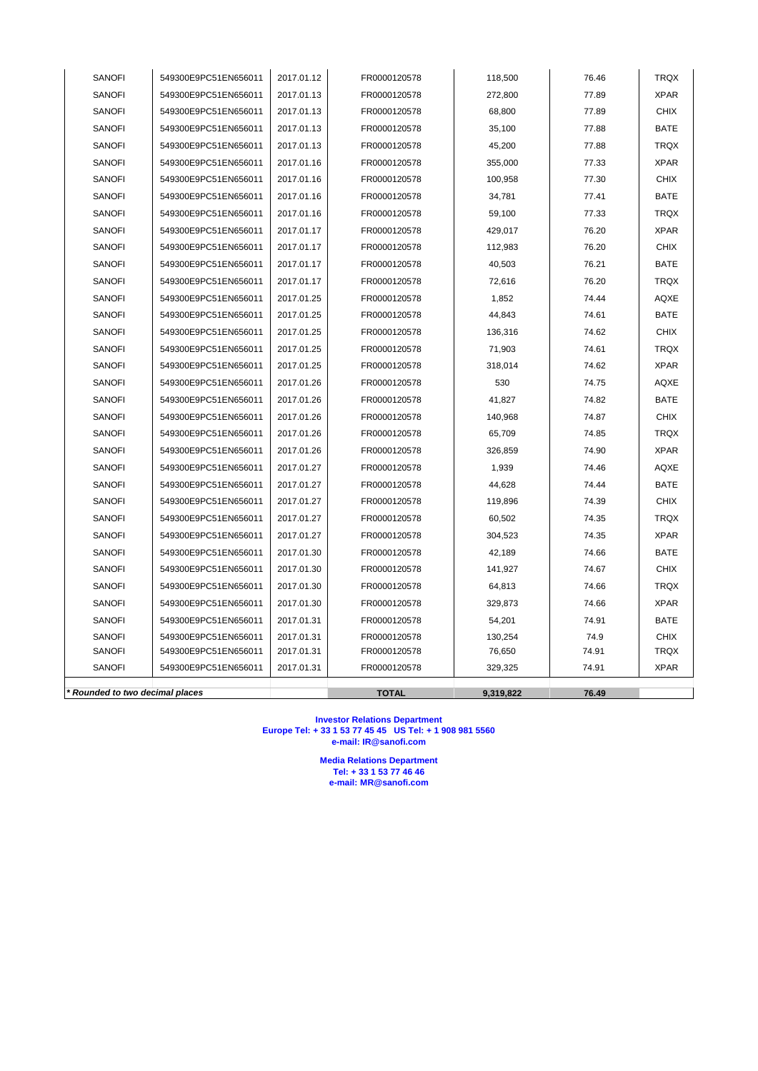| | | | | | | |
|---|---|---|---|---|---|---|
| SANOFI | 549300E9PC51EN656011 | 2017.01.12 | FR0000120578 | 118,500 | 76.46 | TRQX |
| SANOFI | 549300E9PC51EN656011 | 2017.01.13 | FR0000120578 | 272,800 | 77.89 | XPAR |
| SANOFI | 549300E9PC51EN656011 | 2017.01.13 | FR0000120578 | 68,800 | 77.89 | CHIX |
| SANOFI | 549300E9PC51EN656011 | 2017.01.13 | FR0000120578 | 35,100 | 77.88 | BATE |
| SANOFI | 549300E9PC51EN656011 | 2017.01.13 | FR0000120578 | 45,200 | 77.88 | TRQX |
| SANOFI | 549300E9PC51EN656011 | 2017.01.16 | FR0000120578 | 355,000 | 77.33 | XPAR |
| SANOFI | 549300E9PC51EN656011 | 2017.01.16 | FR0000120578 | 100,958 | 77.30 | CHIX |
| SANOFI | 549300E9PC51EN656011 | 2017.01.16 | FR0000120578 | 34,781 | 77.41 | BATE |
| SANOFI | 549300E9PC51EN656011 | 2017.01.16 | FR0000120578 | 59,100 | 77.33 | TRQX |
| SANOFI | 549300E9PC51EN656011 | 2017.01.17 | FR0000120578 | 429,017 | 76.20 | XPAR |
| SANOFI | 549300E9PC51EN656011 | 2017.01.17 | FR0000120578 | 112,983 | 76.20 | CHIX |
| SANOFI | 549300E9PC51EN656011 | 2017.01.17 | FR0000120578 | 40,503 | 76.21 | BATE |
| SANOFI | 549300E9PC51EN656011 | 2017.01.17 | FR0000120578 | 72,616 | 76.20 | TRQX |
| SANOFI | 549300E9PC51EN656011 | 2017.01.25 | FR0000120578 | 1,852 | 74.44 | AQXE |
| SANOFI | 549300E9PC51EN656011 | 2017.01.25 | FR0000120578 | 44,843 | 74.61 | BATE |
| SANOFI | 549300E9PC51EN656011 | 2017.01.25 | FR0000120578 | 136,316 | 74.62 | CHIX |
| SANOFI | 549300E9PC51EN656011 | 2017.01.25 | FR0000120578 | 71,903 | 74.61 | TRQX |
| SANOFI | 549300E9PC51EN656011 | 2017.01.25 | FR0000120578 | 318,014 | 74.62 | XPAR |
| SANOFI | 549300E9PC51EN656011 | 2017.01.26 | FR0000120578 | 530 | 74.75 | AQXE |
| SANOFI | 549300E9PC51EN656011 | 2017.01.26 | FR0000120578 | 41,827 | 74.82 | BATE |
| SANOFI | 549300E9PC51EN656011 | 2017.01.26 | FR0000120578 | 140,968 | 74.87 | CHIX |
| SANOFI | 549300E9PC51EN656011 | 2017.01.26 | FR0000120578 | 65,709 | 74.85 | TRQX |
| SANOFI | 549300E9PC51EN656011 | 2017.01.26 | FR0000120578 | 326,859 | 74.90 | XPAR |
| SANOFI | 549300E9PC51EN656011 | 2017.01.27 | FR0000120578 | 1,939 | 74.46 | AQXE |
| SANOFI | 549300E9PC51EN656011 | 2017.01.27 | FR0000120578 | 44,628 | 74.44 | BATE |
| SANOFI | 549300E9PC51EN656011 | 2017.01.27 | FR0000120578 | 119,896 | 74.39 | CHIX |
| SANOFI | 549300E9PC51EN656011 | 2017.01.27 | FR0000120578 | 60,502 | 74.35 | TRQX |
| SANOFI | 549300E9PC51EN656011 | 2017.01.27 | FR0000120578 | 304,523 | 74.35 | XPAR |
| SANOFI | 549300E9PC51EN656011 | 2017.01.30 | FR0000120578 | 42,189 | 74.66 | BATE |
| SANOFI | 549300E9PC51EN656011 | 2017.01.30 | FR0000120578 | 141,927 | 74.67 | CHIX |
| SANOFI | 549300E9PC51EN656011 | 2017.01.30 | FR0000120578 | 64,813 | 74.66 | TRQX |
| SANOFI | 549300E9PC51EN656011 | 2017.01.30 | FR0000120578 | 329,873 | 74.66 | XPAR |
| SANOFI | 549300E9PC51EN656011 | 2017.01.31 | FR0000120578 | 54,201 | 74.91 | BATE |
| SANOFI | 549300E9PC51EN656011 | 2017.01.31 | FR0000120578 | 130,254 | 74.9 | CHIX |
| SANOFI | 549300E9PC51EN656011 | 2017.01.31 | FR0000120578 | 76,650 | 74.91 | TRQX |
| SANOFI | 549300E9PC51EN656011 | 2017.01.31 | FR0000120578 | 329,325 | 74.91 | XPAR |
| *\* Rounded to two decimal places* | | | **TOTAL** | **9,319,822** | **76.49** | |

**Investor Relations Department**
**Europe Tel: + 33 1 53 77 45 45 US Tel: + 1 908 981 5560**
**e-mail: IR@sanofi.com**

**Media Relations Department**
**Tel: + 33 1 53 77 46 46**
**e-mail: MR@sanofi.com**